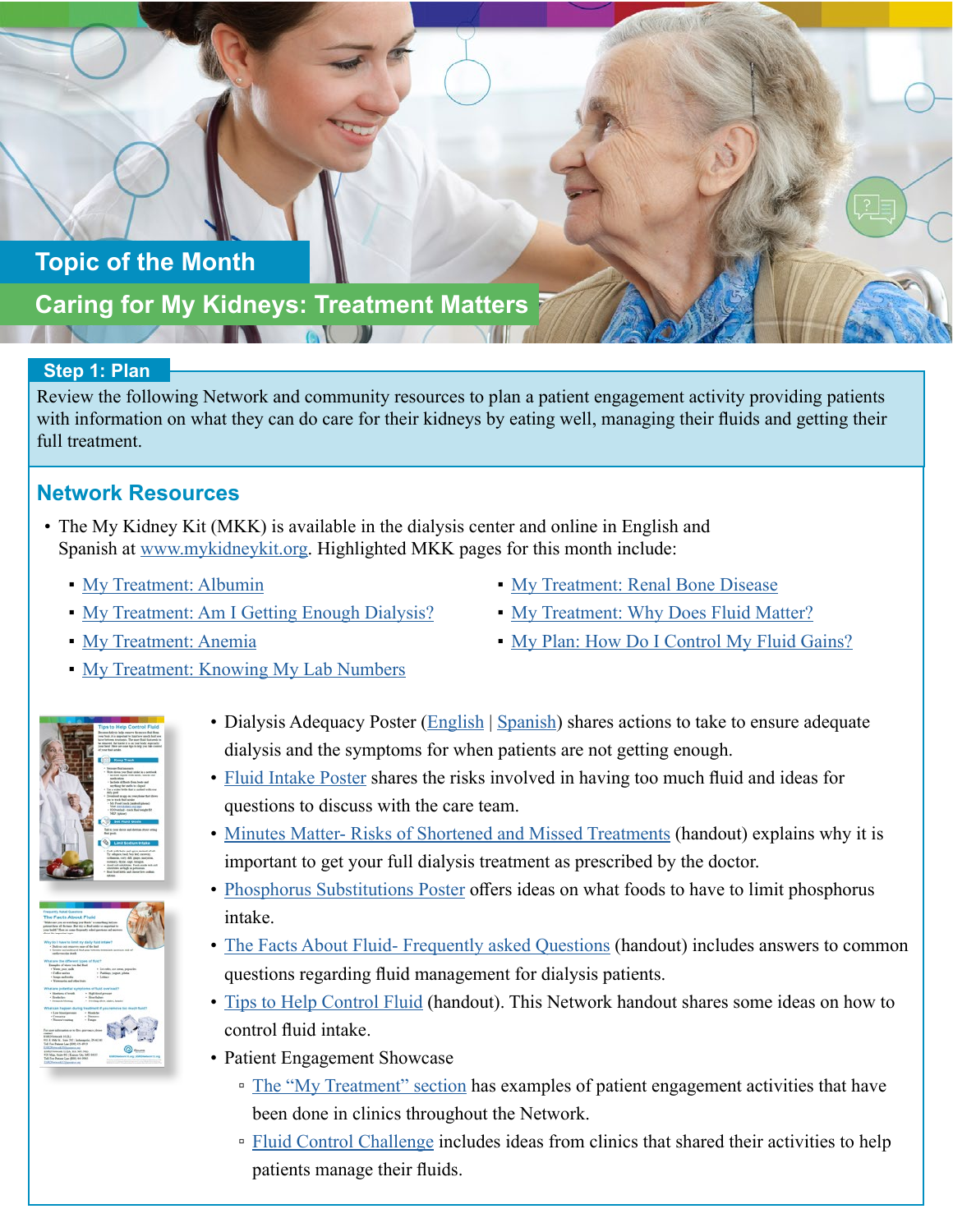# Topic of the Month

## Caring for My Kidneys: Treatment Matters

### Step 1: Plan

Review the following Network and community resources to plan a patient engagement activity providing patients with information on what they can do care for their kidneys by eating well, managing their fluids and getting their full treatment.

### Network Resources

- The My Kidney Kit (MKK) is available in the dialysis center and online in English and Spanish at www.mykidneykit.org. Highlighted MKK pages for this month include:
  - My Treatment: Albumin
  - My Treatment: Am I Getting Enough Dialysis?
  - My Treatment: Anemia
  - My Treatment: Knowing My Lab Numbers
  - My Treatment: Renal Bone Disease
  - My Treatment: Why Does Fluid Matter?
  - My Plan: How Do I Control My Fluid Gains?
- Dialysis Adequacy Poster (English | Spanish) shares actions to take to ensure adequate dialysis and the symptoms for when patients are not getting enough.
- Fluid Intake Poster shares the risks involved in having too much fluid and ideas for questions to discuss with the care team.
- Minutes Matter- Risks of Shortened and Missed Treatments (handout) explains why it is important to get your full dialysis treatment as prescribed by the doctor.
- Phosphorus Substitutions Poster offers ideas on what foods to have to limit phosphorus intake.
- The Facts About Fluid- Frequently asked Questions (handout) includes answers to common questions regarding fluid management for dialysis patients.
- Tips to Help Control Fluid (handout). This Network handout shares some ideas on how to control fluid intake.
- Patient Engagement Showcase
  - The "My Treatment" section has examples of patient engagement activities that have been done in clinics throughout the Network.
  - Fluid Control Challenge includes ideas from clinics that shared their activities to help patients manage their fluids.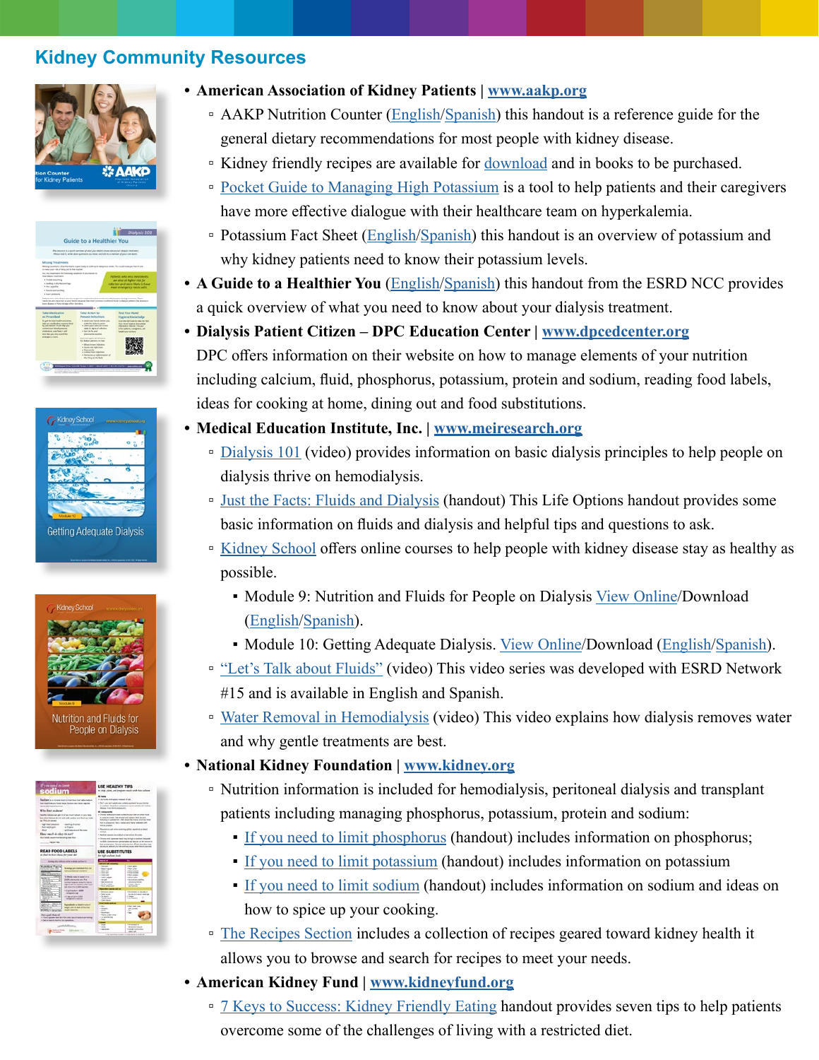## Kidney Community Resources

- **American Association of Kidney Patients | www.aakp.org**
  - AAKP Nutrition Counter (English/Spanish) this handout is a reference guide for the general dietary recommendations for most people with kidney disease.
  - Kidney friendly recipes are available for download and in books to be purchased.
  - Pocket Guide to Managing High Potassium is a tool to help patients and their caregivers have more effective dialogue with their healthcare team on hyperkalemia.
  - Potassium Fact Sheet (English/Spanish) this handout is an overview of potassium and why kidney patients need to know their potassium levels.
- **A Guide to a Healthier You** (English/Spanish) this handout from the ESRD NCC provides a quick overview of what you need to know about your dialysis treatment.
- **Dialysis Patient Citizen – DPC Education Center | www.dpcedcenter.org**
  DPC offers information on their website on how to manage elements of your nutrition including calcium, fluid, phosphorus, potassium, protein and sodium, reading food labels, ideas for cooking at home, dining out and food substitutions.
- **Medical Education Institute, Inc. | www.meiresearch.org**
  - Dialysis 101 (video) provides information on basic dialysis principles to help people on dialysis thrive on hemodialysis.
  - Just the Facts: Fluids and Dialysis (handout) This Life Options handout provides some basic information on fluids and dialysis and helpful tips and questions to ask.
  - Kidney School offers online courses to help people with kidney disease stay as healthy as possible.
    - Module 9: Nutrition and Fluids for People on Dialysis View Online/Download (English/Spanish).
    - Module 10: Getting Adequate Dialysis. View Online/Download (English/Spanish).
  - "Let's Talk about Fluids" (video) This video series was developed with ESRD Network #15 and is available in English and Spanish.
  - Water Removal in Hemodialysis (video) This video explains how dialysis removes water and why gentle treatments are best.
- **National Kidney Foundation | www.kidney.org**
  - Nutrition information is included for hemodialysis, peritoneal dialysis and transplant patients including managing phosphorus, potassium, protein and sodium:
    - If you need to limit phosphorus (handout) includes information on phosphorus;
    - If you need to limit potassium (handout) includes information on potassium
    - If you need to limit sodium (handout) includes information on sodium and ideas on how to spice up your cooking.
  - The Recipes Section includes a collection of recipes geared toward kidney health it allows you to browse and search for recipes to meet your needs.
- **American Kidney Fund | www.kidneyfund.org**
  - 7 Keys to Success: Kidney Friendly Eating handout provides seven tips to help patients overcome some of the challenges of living with a restricted diet.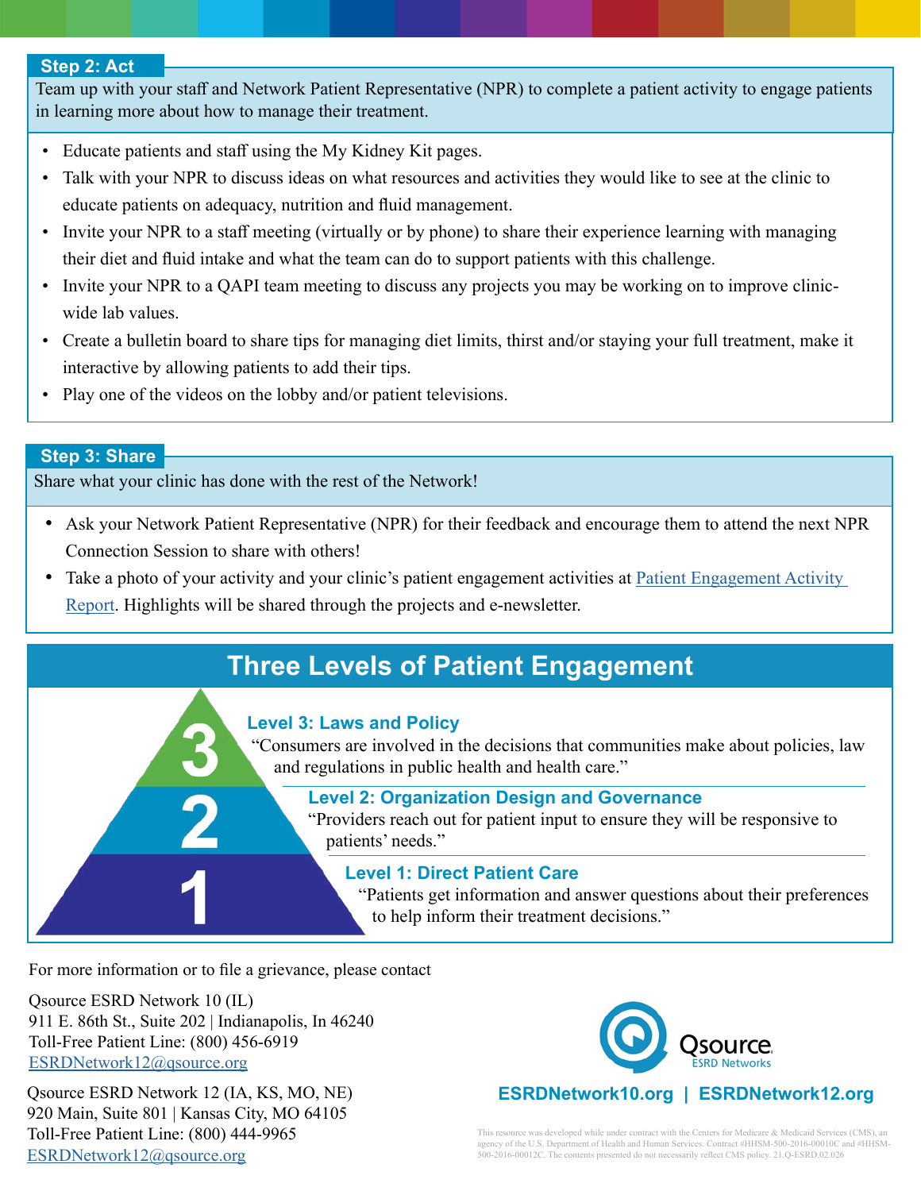## Step 2: Act

Team up with your staff and Network Patient Representative (NPR) to complete a patient activity to engage patients in learning more about how to manage their treatment.

- Educate patients and staff using the My Kidney Kit pages.
- Talk with your NPR to discuss ideas on what resources and activities they would like to see at the clinic to educate patients on adequacy, nutrition and fluid management.
- Invite your NPR to a staff meeting (virtually or by phone) to share their experience learning with managing their diet and fluid intake and what the team can do to support patients with this challenge.
- Invite your NPR to a QAPI team meeting to discuss any projects you may be working on to improve clinic-wide lab values.
- Create a bulletin board to share tips for managing diet limits, thirst and/or staying your full treatment, make it interactive by allowing patients to add their tips.
- Play one of the videos on the lobby and/or patient televisions.

## Step 3: Share

Share what your clinic has done with the rest of the Network!

- Ask your Network Patient Representative (NPR) for their feedback and encourage them to attend the next NPR Connection Session to share with others!
- Take a photo of your activity and your clinic's patient engagement activities at [Patient Engagement Activity Report](). Highlights will be shared through the projects and e-newsletter.

## Three Levels of Patient Engagement

3

2

1

**Level 3: Laws and Policy**

"Consumers are involved in the decisions that communities make about policies, law and regulations in public health and health care."

**Level 2: Organization Design and Governance**

"Providers reach out for patient input to ensure they will be responsive to patients' needs."

**Level 1: Direct Patient Care**

"Patients get information and answer questions about their preferences to help inform their treatment decisions."

For more information or to file a grievance, please contact

Qsource ESRD Network 10 (IL)
911 E. 86th St., Suite 202 | Indianapolis, In 46240
Toll-Free Patient Line: (800) 456-6919
ESRDNetwork12@qsource.org

Qsource ESRD Network 12 (IA, KS, MO, NE)
920 Main, Suite 801 | Kansas City, MO 64105
Toll-Free Patient Line: (800) 444-9965
ESRDNetwork12@qsource.org

Qsource ESRD Networks

**ESRDNetwork10.org | ESRDNetwork12.org**

This resource was developed while under contract with the Centers for Medicare & Medicaid Services (CMS), an agency of the U.S. Department of Health and Human Services. Contract #HHSM-500-2016-00010C and #HHSM-500-2016-00012C. The contents presented do not necessarily reflect CMS policy. 21.Q-ESRD.02.026